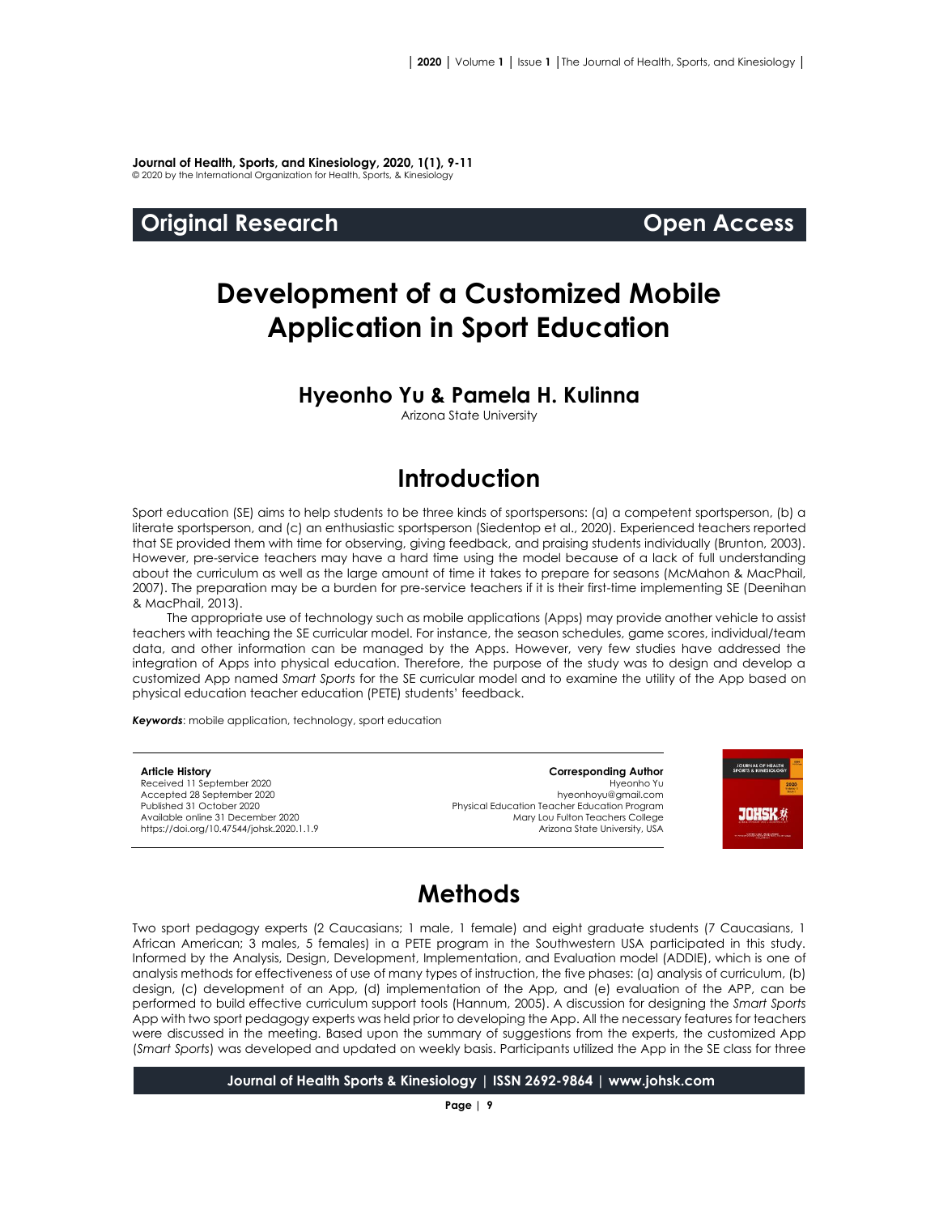**Journal of Health, Sports, and Kinesiology, 2020, 1(1), 9-11**
© 2020 by the International Organization for Health, Sports, & Kinesiology

**Original Research** **Open Access**

# Development of a Customized Mobile Application in Sport Education

### Hyeonho Yu & Pamela H. Kulinna

Arizona State University

## Introduction

Sport education (SE) aims to help students to be three kinds of sportspersons: (a) a competent sportsperson, (b) a literate sportsperson, and (c) an enthusiastic sportsperson (Siedentop et al., 2020). Experienced teachers reported that SE provided them with time for observing, giving feedback, and praising students individually (Brunton, 2003). However, pre-service teachers may have a hard time using the model because of a lack of full understanding about the curriculum as well as the large amount of time it takes to prepare for seasons (McMahon & MacPhail, 2007). The preparation may be a burden for pre-service teachers if it is their first-time implementing SE (Deenihan & MacPhail, 2013).

The appropriate use of technology such as mobile applications (Apps) may provide another vehicle to assist teachers with teaching the SE curricular model. For instance, the season schedules, game scores, individual/team data, and other information can be managed by the Apps. However, very few studies have addressed the integration of Apps into physical education. Therefore, the purpose of the study was to design and develop a customized App named *Smart Sports* for the SE curricular model and to examine the utility of the App based on physical education teacher education (PETE) students' feedback.

***Keywords***: mobile application, technology, sport education

**Article History**
Received 11 September 2020
Accepted 28 September 2020
Published 31 October 2020
Available online 31 December 2020
https://doi.org/10.47544/johsk.2020.1.1.9

**Corresponding Author**
Hyeonho Yu
hyeonhoyu@gmail.com
Physical Education Teacher Education Program
Mary Lou Fulton Teachers College
Arizona State University, USA

## Methods

Two sport pedagogy experts (2 Caucasians; 1 male, 1 female) and eight graduate students (7 Caucasians, 1 African American; 3 males, 5 females) in a PETE program in the Southwestern USA participated in this study. Informed by the Analysis, Design, Development, Implementation, and Evaluation model (ADDIE), which is one of analysis methods for effectiveness of use of many types of instruction, the five phases: (a) analysis of curriculum, (b) design, (c) development of an App, (d) implementation of the App, and (e) evaluation of the APP, can be performed to build effective curriculum support tools (Hannum, 2005). A discussion for designing the *Smart Sports* App with two sport pedagogy experts was held prior to developing the App. All the necessary features for teachers were discussed in the meeting. Based upon the summary of suggestions from the experts, the customized App (*Smart Sports*) was developed and updated on weekly basis. Participants utilized the App in the SE class for three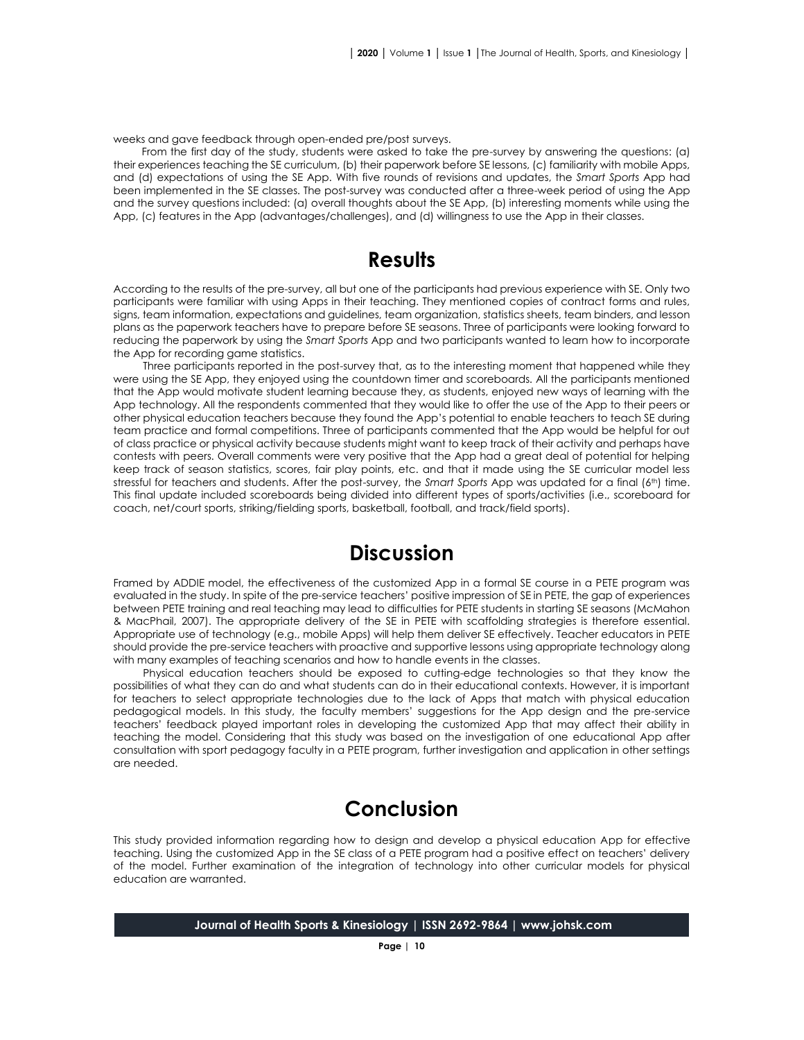weeks and gave feedback through open-ended pre/post surveys.

From the first day of the study, students were asked to take the pre-survey by answering the questions: (a) their experiences teaching the SE curriculum, (b) their paperwork before SE lessons, (c) familiarity with mobile Apps, and (d) expectations of using the SE App. With five rounds of revisions and updates, the *Smart Sports* App had been implemented in the SE classes. The post-survey was conducted after a three-week period of using the App and the survey questions included: (a) overall thoughts about the SE App, (b) interesting moments while using the App, (c) features in the App (advantages/challenges), and (d) willingness to use the App in their classes.

# Results

According to the results of the pre-survey, all but one of the participants had previous experience with SE. Only two participants were familiar with using Apps in their teaching. They mentioned copies of contract forms and rules, signs, team information, expectations and guidelines, team organization, statistics sheets, team binders, and lesson plans as the paperwork teachers have to prepare before SE seasons. Three of participants were looking forward to reducing the paperwork by using the *Smart Sports* App and two participants wanted to learn how to incorporate the App for recording game statistics.

Three participants reported in the post-survey that, as to the interesting moment that happened while they were using the SE App, they enjoyed using the countdown timer and scoreboards. All the participants mentioned that the App would motivate student learning because they, as students, enjoyed new ways of learning with the App technology. All the respondents commented that they would like to offer the use of the App to their peers or other physical education teachers because they found the App's potential to enable teachers to teach SE during team practice and formal competitions. Three of participants commented that the App would be helpful for out of class practice or physical activity because students might want to keep track of their activity and perhaps have contests with peers. Overall comments were very positive that the App had a great deal of potential for helping keep track of season statistics, scores, fair play points, etc. and that it made using the SE curricular model less stressful for teachers and students. After the post-survey, the *Smart Sports* App was updated for a final (6th) time. This final update included scoreboards being divided into different types of sports/activities (i.e., scoreboard for coach, net/court sports, striking/fielding sports, basketball, football, and track/field sports).

# Discussion

Framed by ADDIE model, the effectiveness of the customized App in a formal SE course in a PETE program was evaluated in the study. In spite of the pre-service teachers' positive impression of SE in PETE, the gap of experiences between PETE training and real teaching may lead to difficulties for PETE students in starting SE seasons (McMahon & MacPhail, 2007). The appropriate delivery of the SE in PETE with scaffolding strategies is therefore essential. Appropriate use of technology (e.g., mobile Apps) will help them deliver SE effectively. Teacher educators in PETE should provide the pre-service teachers with proactive and supportive lessons using appropriate technology along with many examples of teaching scenarios and how to handle events in the classes.

Physical education teachers should be exposed to cutting-edge technologies so that they know the possibilities of what they can do and what students can do in their educational contexts. However, it is important for teachers to select appropriate technologies due to the lack of Apps that match with physical education pedagogical models. In this study, the faculty members' suggestions for the App design and the pre-service teachers' feedback played important roles in developing the customized App that may affect their ability in teaching the model. Considering that this study was based on the investigation of one educational App after consultation with sport pedagogy faculty in a PETE program, further investigation and application in other settings are needed.

# Conclusion

This study provided information regarding how to design and develop a physical education App for effective teaching. Using the customized App in the SE class of a PETE program had a positive effect on teachers' delivery of the model. Further examination of the integration of technology into other curricular models for physical education are warranted.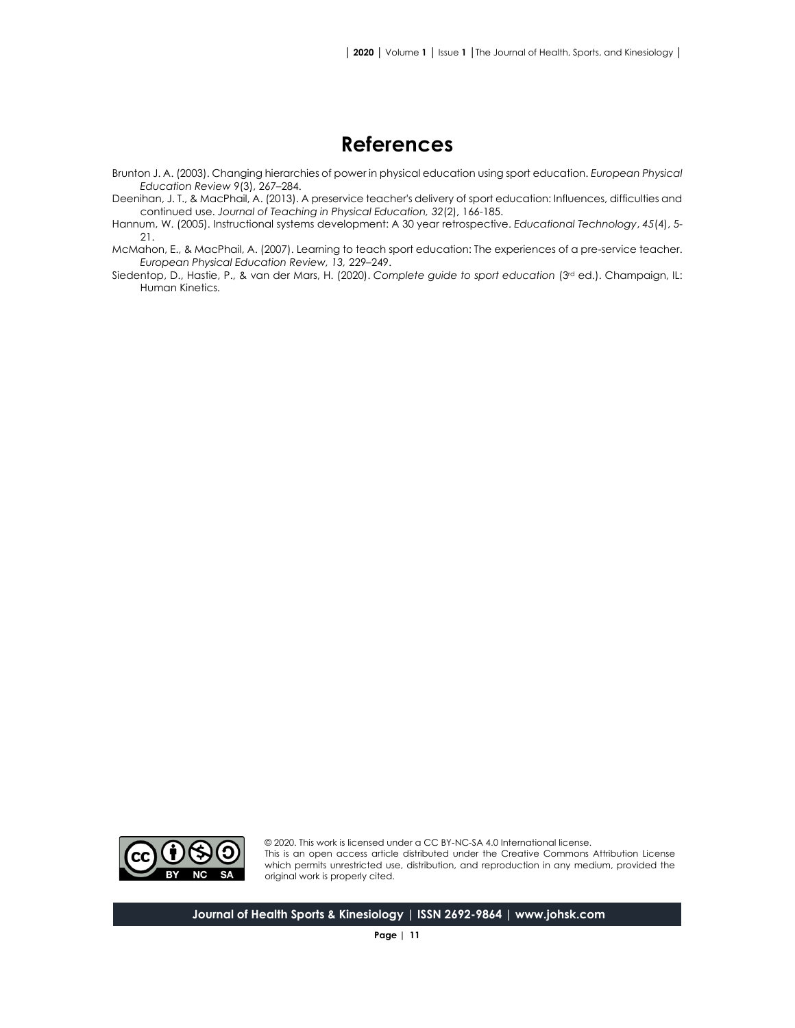# References

Brunton J. A. (2003). Changing hierarchies of power in physical education using sport education. *European Physical Education Review* 9(3), 267–284.

Deenihan, J. T., & MacPhail, A. (2013). A preservice teacher's delivery of sport education: Influences, difficulties and continued use. *Journal of Teaching in Physical Education, 32*(2), 166-185.

Hannum, W. (2005). Instructional systems development: A 30 year retrospective. *Educational Technology*, *45*(4), 5-21.

McMahon, E., & MacPhail, A. (2007). Learning to teach sport education: The experiences of a pre-service teacher. *European Physical Education Review, 13,* 229–249.

Siedentop, D., Hastie, P., & van der Mars, H. (2020). *Complete guide to sport education* (3rd ed.). Champaign, IL: Human Kinetics.

© 2020. This work is licensed under a CC BY-NC-SA 4.0 International license.
This is an open access article distributed under the Creative Commons Attribution License which permits unrestricted use, distribution, and reproduction in any medium, provided the original work is properly cited.